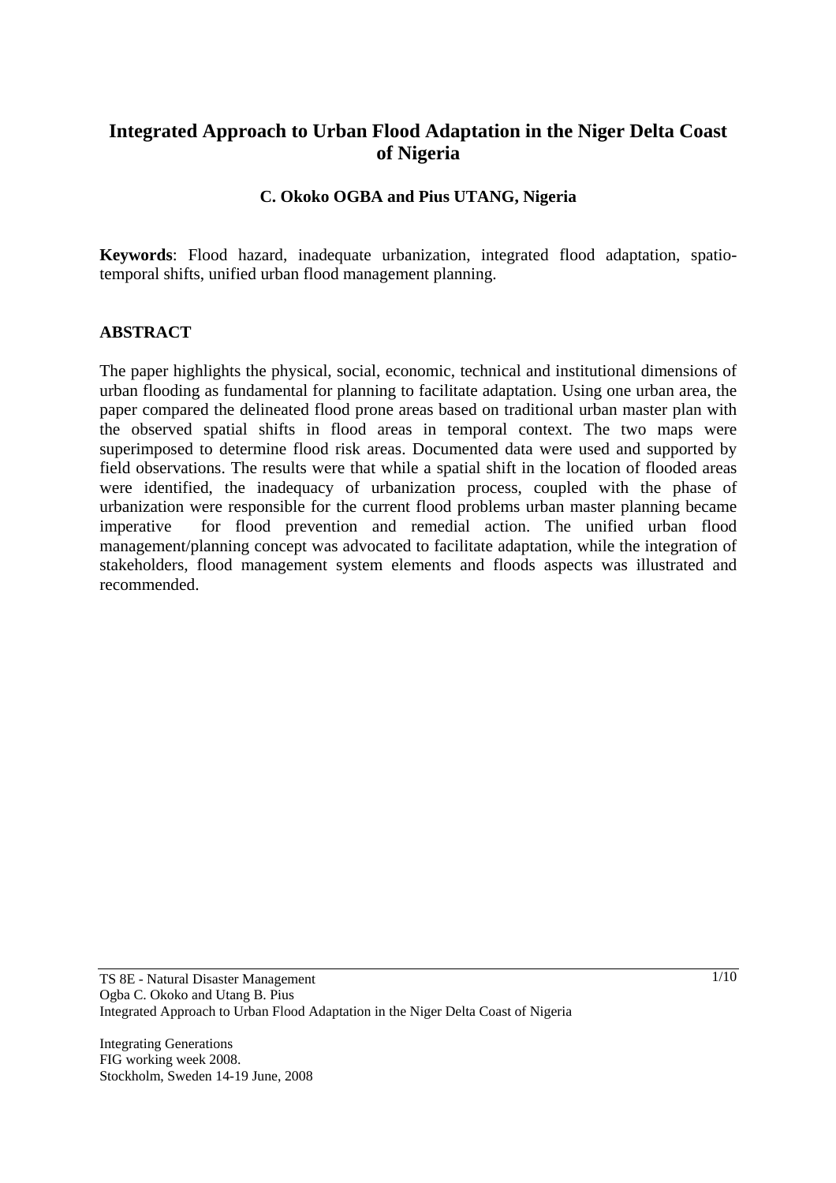# Integrated Approach to Urban Flood Adaptation in the Niger Delta Coast of Nigeria

**C. Okoko OGBA and Pius UTANG, Nigeria**

**Keywords**: Flood hazard, inadequate urbanization, integrated flood adaptation, spatio-temporal shifts, unified urban flood management planning.

## ABSTRACT

The paper highlights the physical, social, economic, technical and institutional dimensions of urban flooding as fundamental for planning to facilitate adaptation. Using one urban area, the paper compared the delineated flood prone areas based on traditional urban master plan with the observed spatial shifts in flood areas in temporal context. The two maps were superimposed to determine flood risk areas. Documented data were used and supported by field observations. The results were that while a spatial shift in the location of flooded areas were identified, the inadequacy of urbanization process, coupled with the phase of urbanization were responsible for the current flood problems urban master planning became imperative for flood prevention and remedial action. The unified urban flood management/planning concept was advocated to facilitate adaptation, while the integration of stakeholders, flood management system elements and floods aspects was illustrated and recommended.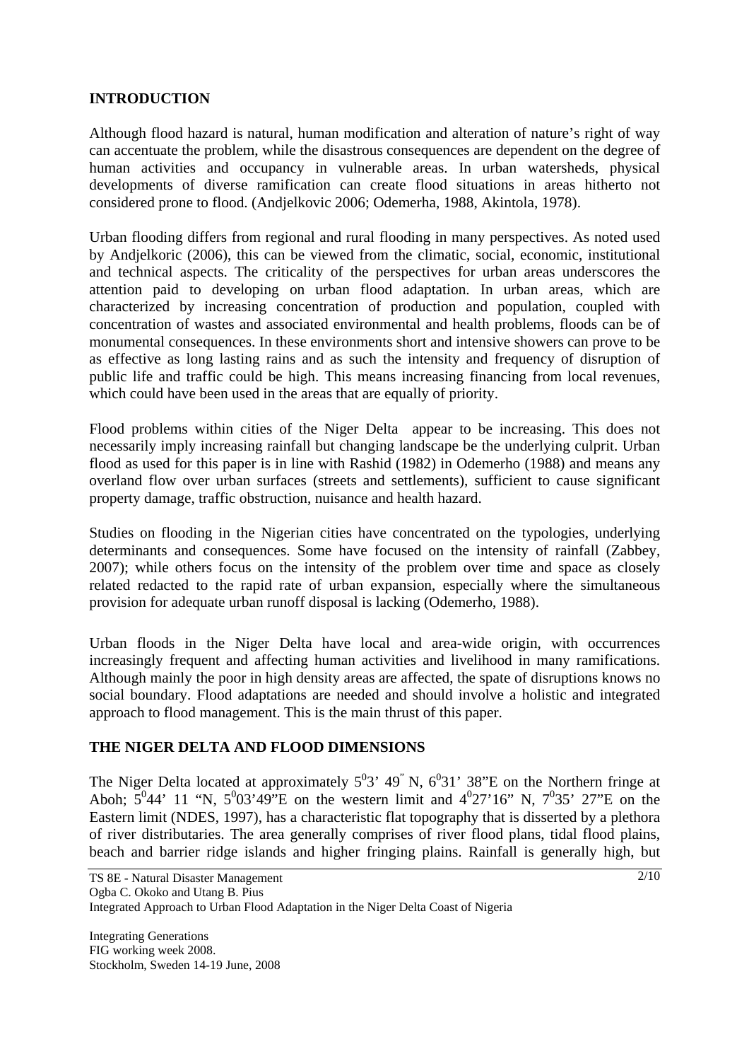## INTRODUCTION

Although flood hazard is natural, human modification and alteration of nature's right of way can accentuate the problem, while the disastrous consequences are dependent on the degree of human activities and occupancy in vulnerable areas. In urban watersheds, physical developments of diverse ramification can create flood situations in areas hitherto not considered prone to flood. (Andjelkovic 2006; Odemerha, 1988, Akintola, 1978).

Urban flooding differs from regional and rural flooding in many perspectives. As noted used by Andjelkoric (2006), this can be viewed from the climatic, social, economic, institutional and technical aspects. The criticality of the perspectives for urban areas underscores the attention paid to developing on urban flood adaptation. In urban areas, which are characterized by increasing concentration of production and population, coupled with concentration of wastes and associated environmental and health problems, floods can be of monumental consequences. In these environments short and intensive showers can prove to be as effective as long lasting rains and as such the intensity and frequency of disruption of public life and traffic could be high. This means increasing financing from local revenues, which could have been used in the areas that are equally of priority.

Flood problems within cities of the Niger Delta appear to be increasing. This does not necessarily imply increasing rainfall but changing landscape be the underlying culprit. Urban flood as used for this paper is in line with Rashid (1982) in Odemerho (1988) and means any overland flow over urban surfaces (streets and settlements), sufficient to cause significant property damage, traffic obstruction, nuisance and health hazard.

Studies on flooding in the Nigerian cities have concentrated on the typologies, underlying determinants and consequences. Some have focused on the intensity of rainfall (Zabbey, 2007); while others focus on the intensity of the problem over time and space as closely related redacted to the rapid rate of urban expansion, especially where the simultaneous provision for adequate urban runoff disposal is lacking (Odemerho, 1988).

Urban floods in the Niger Delta have local and area-wide origin, with occurrences increasingly frequent and affecting human activities and livelihood in many ramifications. Although mainly the poor in high density areas are affected, the spate of disruptions knows no social boundary. Flood adaptations are needed and should involve a holistic and integrated approach to flood management. This is the main thrust of this paper.

## THE NIGER DELTA AND FLOOD DIMENSIONS

The Niger Delta located at approximately $5^0$3' 49" N, $6^0$31' 38"E on the Northern fringe at Aboh; $5^0$44' 11 "N, $5^0$03'49"E on the western limit and $4^0$27'16" N, $7^0$35' 27"E on the Eastern limit (NDES, 1997), has a characteristic flat topography that is disserted by a plethora of river distributaries. The area generally comprises of river flood plans, tidal flood plains, beach and barrier ridge islands and higher fringing plains. Rainfall is generally high, but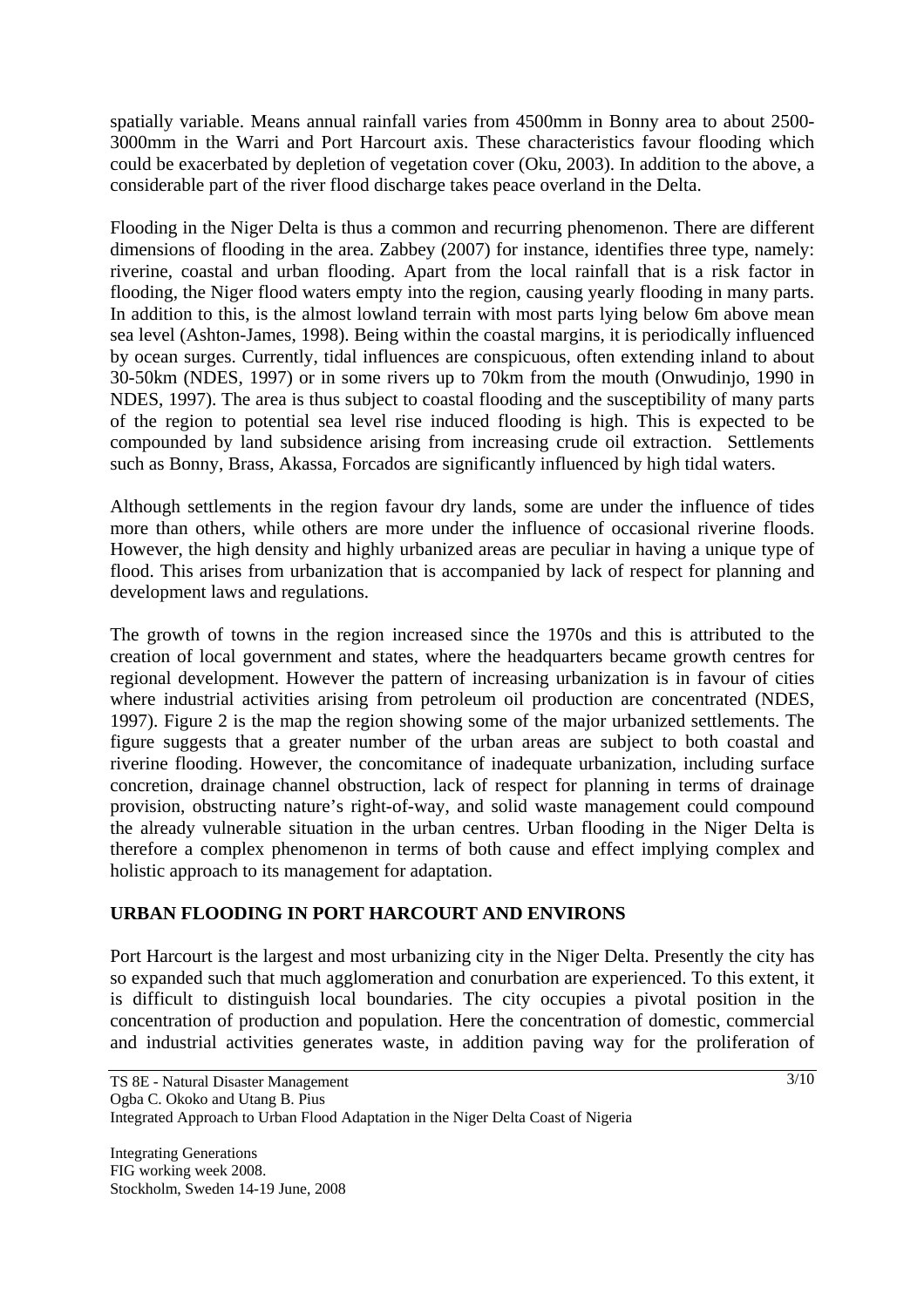spatially variable. Means annual rainfall varies from 4500mm in Bonny area to about 2500-3000mm in the Warri and Port Harcourt axis. These characteristics favour flooding which could be exacerbated by depletion of vegetation cover (Oku, 2003). In addition to the above, a considerable part of the river flood discharge takes peace overland in the Delta.

Flooding in the Niger Delta is thus a common and recurring phenomenon. There are different dimensions of flooding in the area. Zabbey (2007) for instance, identifies three type, namely: riverine, coastal and urban flooding. Apart from the local rainfall that is a risk factor in flooding, the Niger flood waters empty into the region, causing yearly flooding in many parts. In addition to this, is the almost lowland terrain with most parts lying below 6m above mean sea level (Ashton-James, 1998). Being within the coastal margins, it is periodically influenced by ocean surges. Currently, tidal influences are conspicuous, often extending inland to about 30-50km (NDES, 1997) or in some rivers up to 70km from the mouth (Onwudinjo, 1990 in NDES, 1997). The area is thus subject to coastal flooding and the susceptibility of many parts of the region to potential sea level rise induced flooding is high. This is expected to be compounded by land subsidence arising from increasing crude oil extraction. Settlements such as Bonny, Brass, Akassa, Forcados are significantly influenced by high tidal waters.

Although settlements in the region favour dry lands, some are under the influence of tides more than others, while others are more under the influence of occasional riverine floods. However, the high density and highly urbanized areas are peculiar in having a unique type of flood. This arises from urbanization that is accompanied by lack of respect for planning and development laws and regulations.

The growth of towns in the region increased since the 1970s and this is attributed to the creation of local government and states, where the headquarters became growth centres for regional development. However the pattern of increasing urbanization is in favour of cities where industrial activities arising from petroleum oil production are concentrated (NDES, 1997). Figure 2 is the map the region showing some of the major urbanized settlements. The figure suggests that a greater number of the urban areas are subject to both coastal and riverine flooding. However, the concomitance of inadequate urbanization, including surface concretion, drainage channel obstruction, lack of respect for planning in terms of drainage provision, obstructing nature's right-of-way, and solid waste management could compound the already vulnerable situation in the urban centres. Urban flooding in the Niger Delta is therefore a complex phenomenon in terms of both cause and effect implying complex and holistic approach to its management for adaptation.

## URBAN FLOODING IN PORT HARCOURT AND ENVIRONS

Port Harcourt is the largest and most urbanizing city in the Niger Delta. Presently the city has so expanded such that much agglomeration and conurbation are experienced. To this extent, it is difficult to distinguish local boundaries. The city occupies a pivotal position in the concentration of production and population. Here the concentration of domestic, commercial and industrial activities generates waste, in addition paving way for the proliferation of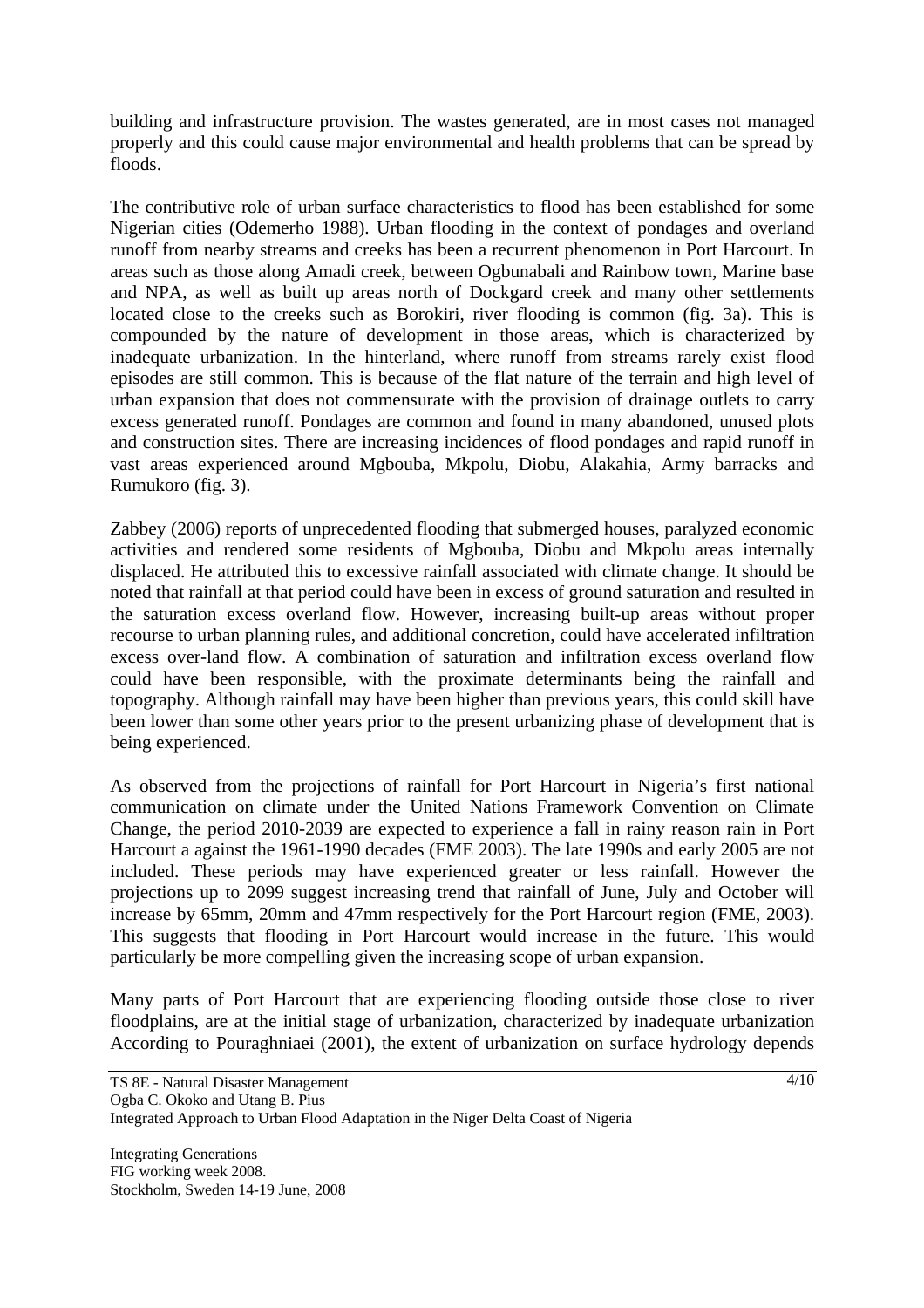building and infrastructure provision. The wastes generated, are in most cases not managed properly and this could cause major environmental and health problems that can be spread by floods.

The contributive role of urban surface characteristics to flood has been established for some Nigerian cities (Odemerho 1988). Urban flooding in the context of pondages and overland runoff from nearby streams and creeks has been a recurrent phenomenon in Port Harcourt. In areas such as those along Amadi creek, between Ogbunabali and Rainbow town, Marine base and NPA, as well as built up areas north of Dockgard creek and many other settlements located close to the creeks such as Borokiri, river flooding is common (fig. 3a). This is compounded by the nature of development in those areas, which is characterized by inadequate urbanization. In the hinterland, where runoff from streams rarely exist flood episodes are still common. This is because of the flat nature of the terrain and high level of urban expansion that does not commensurate with the provision of drainage outlets to carry excess generated runoff. Pondages are common and found in many abandoned, unused plots and construction sites. There are increasing incidences of flood pondages and rapid runoff in vast areas experienced around Mgbouba, Mkpolu, Diobu, Alakahia, Army barracks and Rumukoro (fig. 3).

Zabbey (2006) reports of unprecedented flooding that submerged houses, paralyzed economic activities and rendered some residents of Mgbouba, Diobu and Mkpolu areas internally displaced. He attributed this to excessive rainfall associated with climate change. It should be noted that rainfall at that period could have been in excess of ground saturation and resulted in the saturation excess overland flow. However, increasing built-up areas without proper recourse to urban planning rules, and additional concretion, could have accelerated infiltration excess over-land flow. A combination of saturation and infiltration excess overland flow could have been responsible, with the proximate determinants being the rainfall and topography. Although rainfall may have been higher than previous years, this could skill have been lower than some other years prior to the present urbanizing phase of development that is being experienced.

As observed from the projections of rainfall for Port Harcourt in Nigeria's first national communication on climate under the United Nations Framework Convention on Climate Change, the period 2010-2039 are expected to experience a fall in rainy reason rain in Port Harcourt a against the 1961-1990 decades (FME 2003). The late 1990s and early 2005 are not included. These periods may have experienced greater or less rainfall. However the projections up to 2099 suggest increasing trend that rainfall of June, July and October will increase by 65mm, 20mm and 47mm respectively for the Port Harcourt region (FME, 2003). This suggests that flooding in Port Harcourt would increase in the future. This would particularly be more compelling given the increasing scope of urban expansion.

Many parts of Port Harcourt that are experiencing flooding outside those close to river floodplains, are at the initial stage of urbanization, characterized by inadequate urbanization According to Pouraghniaei (2001), the extent of urbanization on surface hydrology depends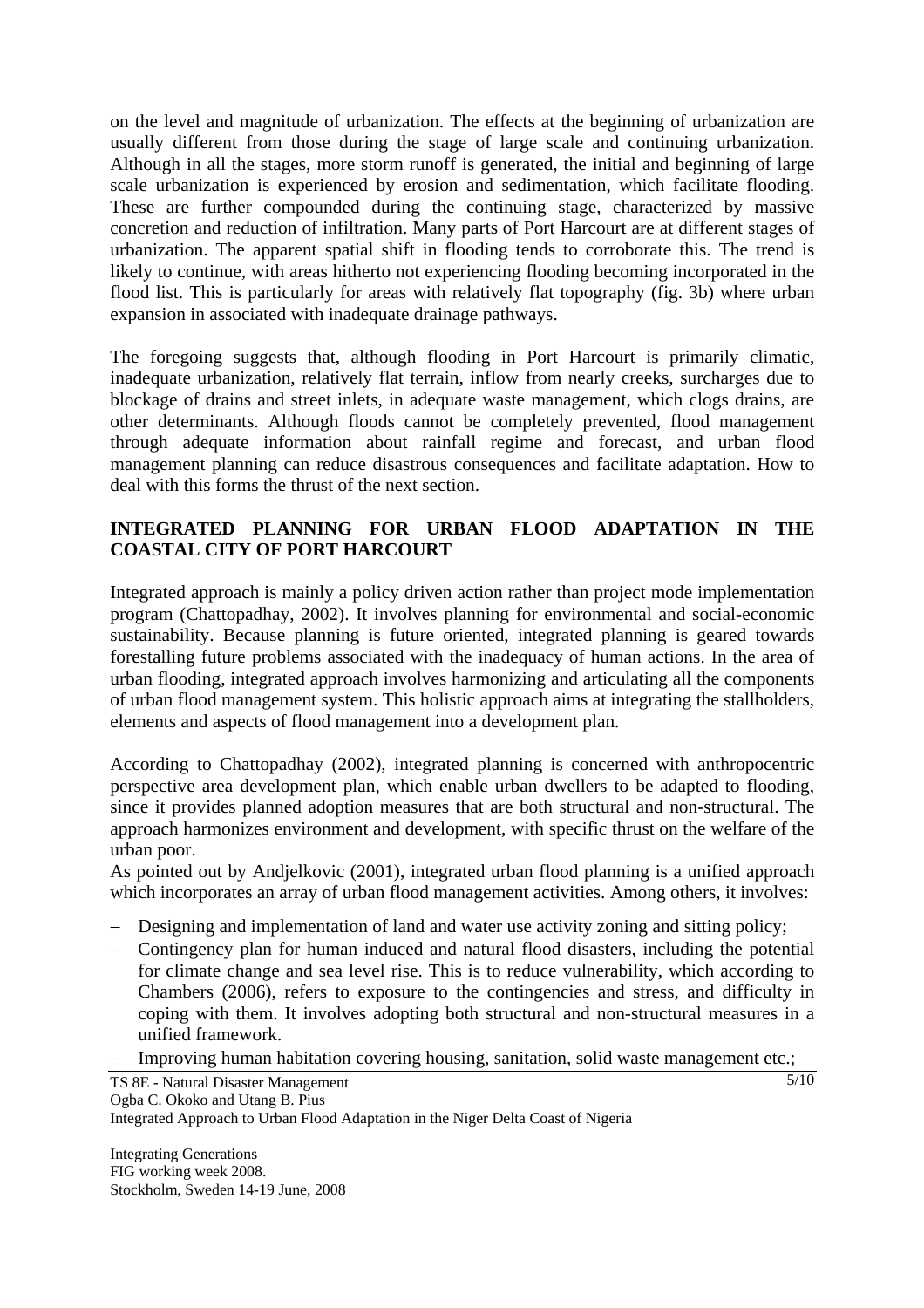on the level and magnitude of urbanization. The effects at the beginning of urbanization are usually different from those during the stage of large scale and continuing urbanization. Although in all the stages, more storm runoff is generated, the initial and beginning of large scale urbanization is experienced by erosion and sedimentation, which facilitate flooding. These are further compounded during the continuing stage, characterized by massive concretion and reduction of infiltration. Many parts of Port Harcourt are at different stages of urbanization. The apparent spatial shift in flooding tends to corroborate this. The trend is likely to continue, with areas hitherto not experiencing flooding becoming incorporated in the flood list. This is particularly for areas with relatively flat topography (fig. 3b) where urban expansion in associated with inadequate drainage pathways.

The foregoing suggests that, although flooding in Port Harcourt is primarily climatic, inadequate urbanization, relatively flat terrain, inflow from nearly creeks, surcharges due to blockage of drains and street inlets, in adequate waste management, which clogs drains, are other determinants. Although floods cannot be completely prevented, flood management through adequate information about rainfall regime and forecast, and urban flood management planning can reduce disastrous consequences and facilitate adaptation. How to deal with this forms the thrust of the next section.

## INTEGRATED PLANNING FOR URBAN FLOOD ADAPTATION IN THE COASTAL CITY OF PORT HARCOURT

Integrated approach is mainly a policy driven action rather than project mode implementation program (Chattopadhay, 2002). It involves planning for environmental and social-economic sustainability. Because planning is future oriented, integrated planning is geared towards forestalling future problems associated with the inadequacy of human actions. In the area of urban flooding, integrated approach involves harmonizing and articulating all the components of urban flood management system. This holistic approach aims at integrating the stallholders, elements and aspects of flood management into a development plan.

According to Chattopadhay (2002), integrated planning is concerned with anthropocentric perspective area development plan, which enable urban dwellers to be adapted to flooding, since it provides planned adoption measures that are both structural and non-structural. The approach harmonizes environment and development, with specific thrust on the welfare of the urban poor.

As pointed out by Andjelkovic (2001), integrated urban flood planning is a unified approach which incorporates an array of urban flood management activities. Among others, it involves:

- Designing and implementation of land and water use activity zoning and sitting policy;
- Contingency plan for human induced and natural flood disasters, including the potential for climate change and sea level rise. This is to reduce vulnerability, which according to Chambers (2006), refers to exposure to the contingencies and stress, and difficulty in coping with them. It involves adopting both structural and non-structural measures in a unified framework.
- Improving human habitation covering housing, sanitation, solid waste management etc.;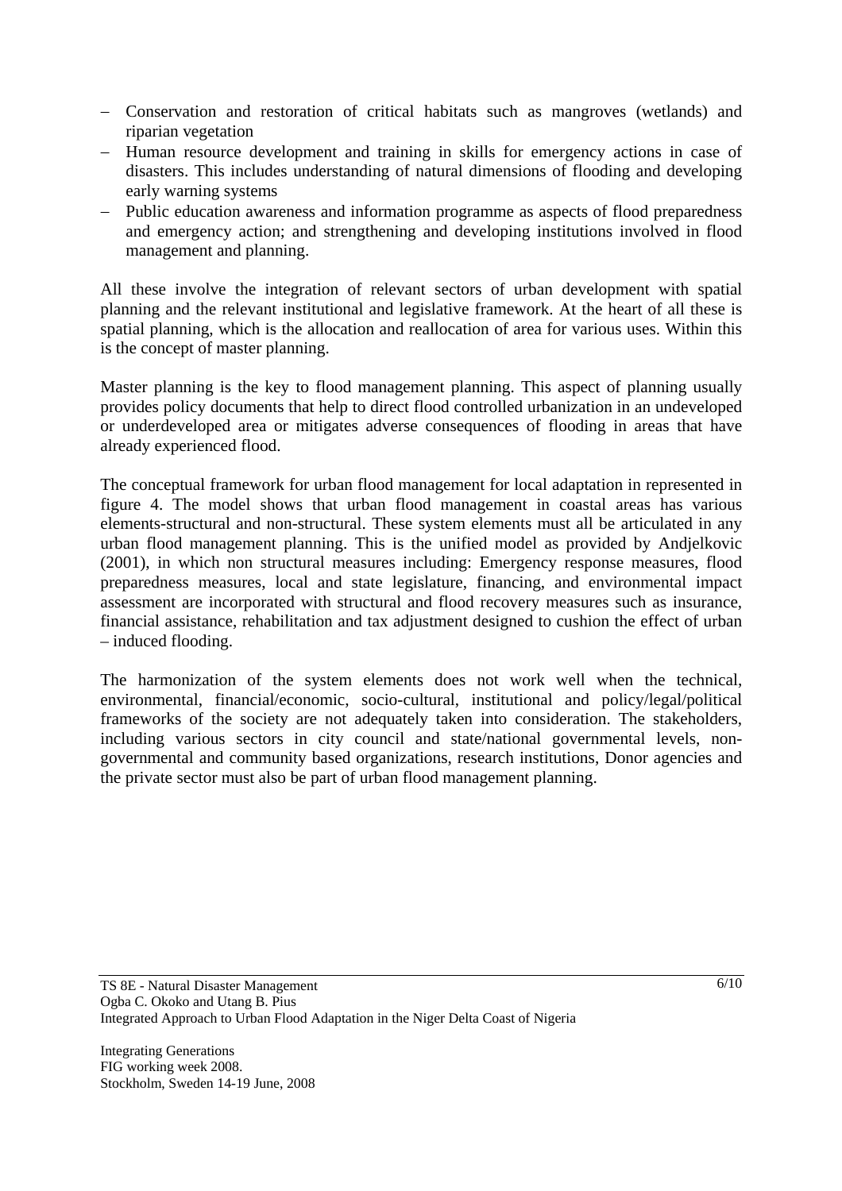- Conservation and restoration of critical habitats such as mangroves (wetlands) and riparian vegetation
- Human resource development and training in skills for emergency actions in case of disasters. This includes understanding of natural dimensions of flooding and developing early warning systems
- Public education awareness and information programme as aspects of flood preparedness and emergency action; and strengthening and developing institutions involved in flood management and planning.

All these involve the integration of relevant sectors of urban development with spatial planning and the relevant institutional and legislative framework. At the heart of all these is spatial planning, which is the allocation and reallocation of area for various uses. Within this is the concept of master planning.

Master planning is the key to flood management planning. This aspect of planning usually provides policy documents that help to direct flood controlled urbanization in an undeveloped or underdeveloped area or mitigates adverse consequences of flooding in areas that have already experienced flood.

The conceptual framework for urban flood management for local adaptation in represented in figure 4. The model shows that urban flood management in coastal areas has various elements-structural and non-structural. These system elements must all be articulated in any urban flood management planning. This is the unified model as provided by Andjelkovic (2001), in which non structural measures including: Emergency response measures, flood preparedness measures, local and state legislature, financing, and environmental impact assessment are incorporated with structural and flood recovery measures such as insurance, financial assistance, rehabilitation and tax adjustment designed to cushion the effect of urban – induced flooding.

The harmonization of the system elements does not work well when the technical, environmental, financial/economic, socio-cultural, institutional and policy/legal/political frameworks of the society are not adequately taken into consideration. The stakeholders, including various sectors in city council and state/national governmental levels, non-governmental and community based organizations, research institutions, Donor agencies and the private sector must also be part of urban flood management planning.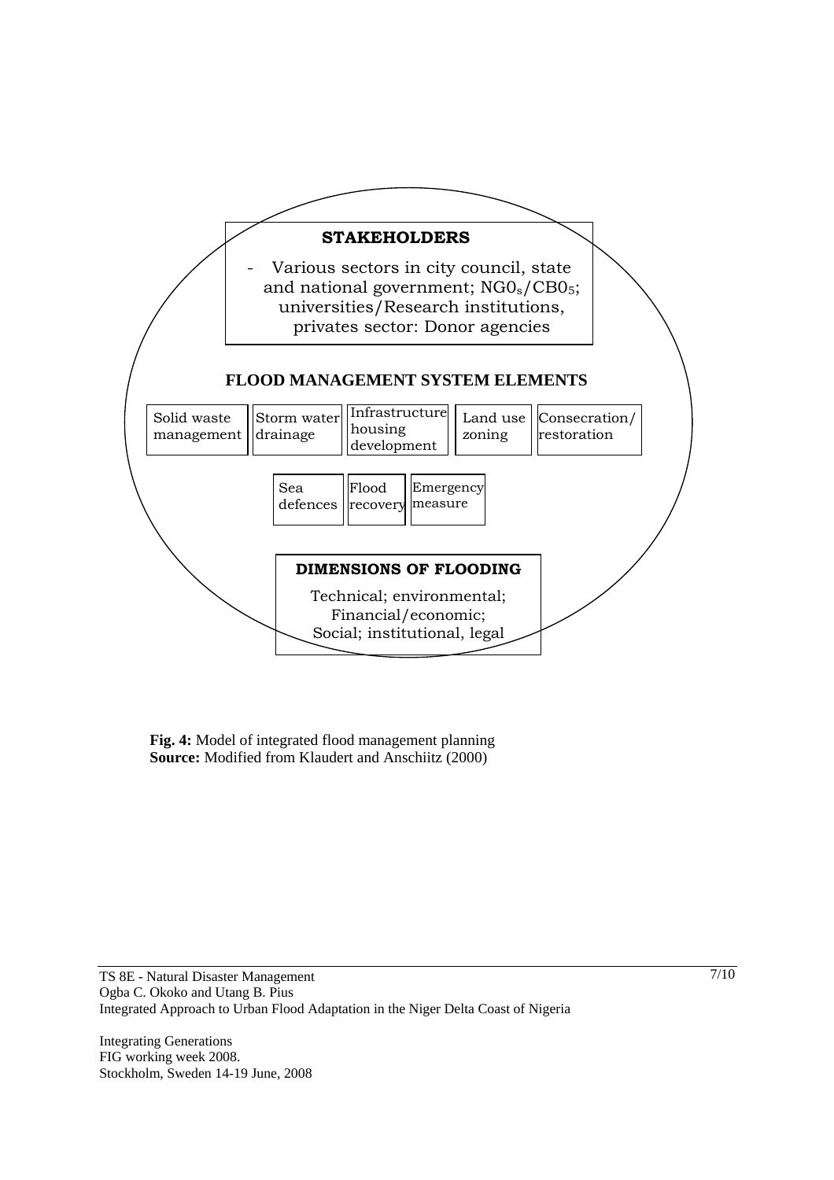**STAKEHOLDERS**

- Various sectors in city council, state and national government; $NG0_s/CB0_5$; universities/Research institutions, privates sector: Donor agencies

**FLOOD MANAGEMENT SYSTEM ELEMENTS**

Solid waste management | Storm water drainage | Infrastructure housing development | Land use zoning | Consecration/ restoration

Sea defences | Flood recovery | Emergency measure

**DIMENSIONS OF FLOODING**

Technical; environmental; Financial/economic; Social; institutional, legal

**Fig. 4:** Model of integrated flood management planning
**Source:** Modified from Klaudert and Anschiitz (2000)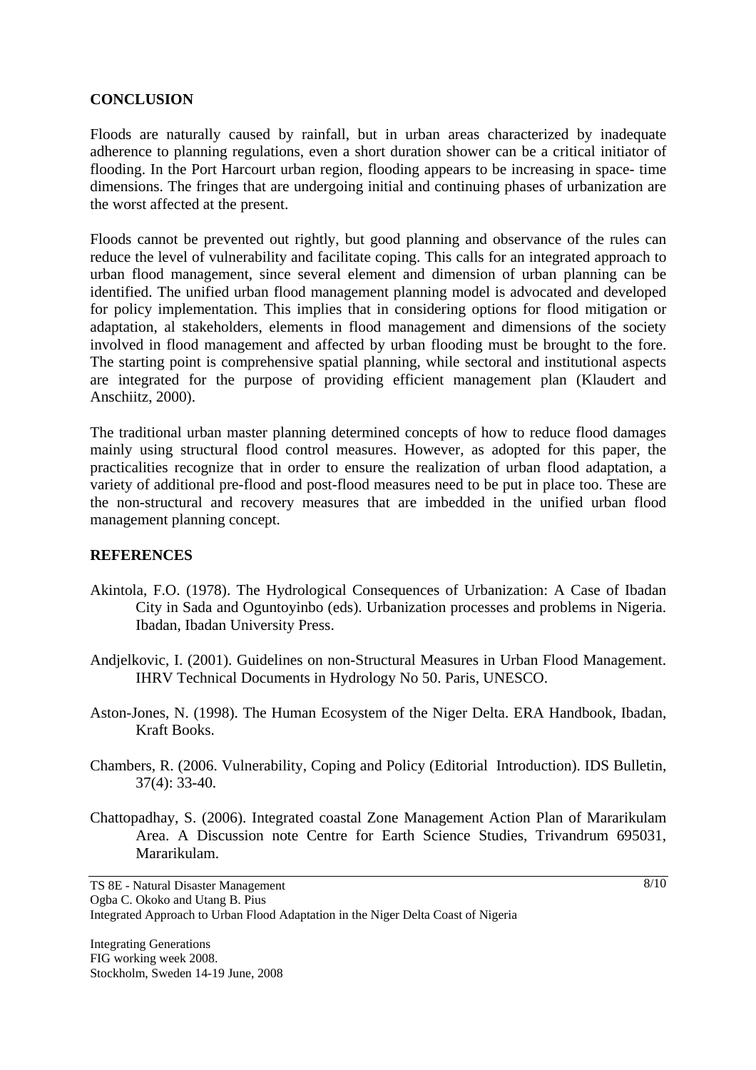## CONCLUSION

Floods are naturally caused by rainfall, but in urban areas characterized by inadequate adherence to planning regulations, even a short duration shower can be a critical initiator of flooding. In the Port Harcourt urban region, flooding appears to be increasing in space- time dimensions. The fringes that are undergoing initial and continuing phases of urbanization are the worst affected at the present.

Floods cannot be prevented out rightly, but good planning and observance of the rules can reduce the level of vulnerability and facilitate coping. This calls for an integrated approach to urban flood management, since several element and dimension of urban planning can be identified. The unified urban flood management planning model is advocated and developed for policy implementation. This implies that in considering options for flood mitigation or adaptation, al stakeholders, elements in flood management and dimensions of the society involved in flood management and affected by urban flooding must be brought to the fore. The starting point is comprehensive spatial planning, while sectoral and institutional aspects are integrated for the purpose of providing efficient management plan (Klaudert and Anschiitz, 2000).

The traditional urban master planning determined concepts of how to reduce flood damages mainly using structural flood control measures. However, as adopted for this paper, the practicalities recognize that in order to ensure the realization of urban flood adaptation, a variety of additional pre-flood and post-flood measures need to be put in place too. These are the non-structural and recovery measures that are imbedded in the unified urban flood management planning concept.

## REFERENCES

Akintola, F.O. (1978). The Hydrological Consequences of Urbanization: A Case of Ibadan City in Sada and Oguntoyinbo (eds). Urbanization processes and problems in Nigeria. Ibadan, Ibadan University Press.

Andjelkovic, I. (2001). Guidelines on non-Structural Measures in Urban Flood Management. IHRV Technical Documents in Hydrology No 50. Paris, UNESCO.

Aston-Jones, N. (1998). The Human Ecosystem of the Niger Delta. ERA Handbook, Ibadan, Kraft Books.

Chambers, R. (2006. Vulnerability, Coping and Policy (Editorial Introduction). IDS Bulletin, 37(4): 33-40.

Chattopadhay, S. (2006). Integrated coastal Zone Management Action Plan of Mararikulam Area. A Discussion note Centre for Earth Science Studies, Trivandrum 695031, Mararikulam.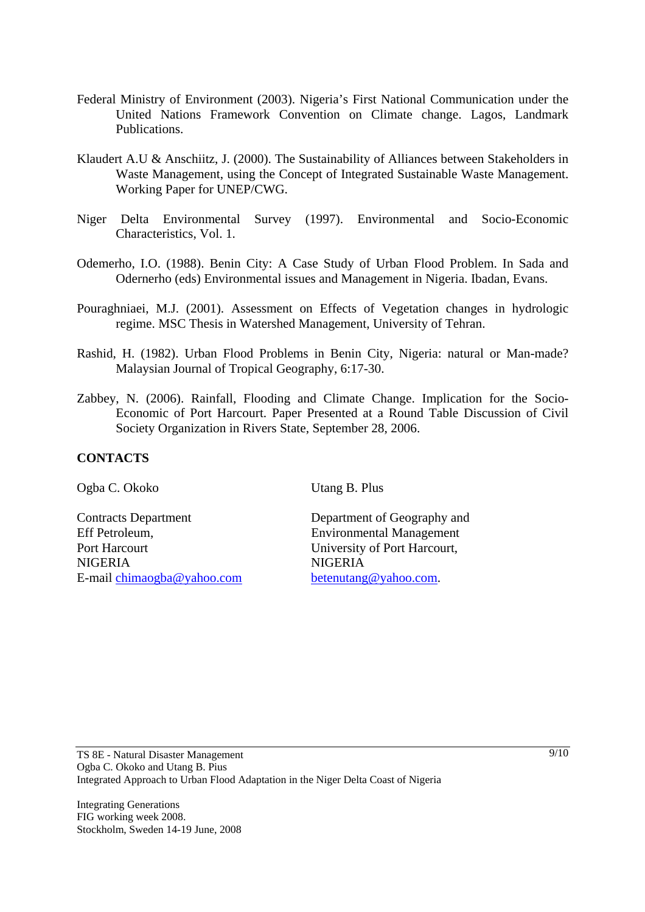Federal Ministry of Environment (2003). Nigeria's First National Communication under the United Nations Framework Convention on Climate change. Lagos, Landmark Publications.

Klaudert A.U & Anschiitz, J. (2000). The Sustainability of Alliances between Stakeholders in Waste Management, using the Concept of Integrated Sustainable Waste Management. Working Paper for UNEP/CWG.

Niger Delta Environmental Survey (1997). Environmental and Socio-Economic Characteristics, Vol. 1.

Odemerho, I.O. (1988). Benin City: A Case Study of Urban Flood Problem. In Sada and Odernerho (eds) Environmental issues and Management in Nigeria. Ibadan, Evans.

Pouraghniaei, M.J. (2001). Assessment on Effects of Vegetation changes in hydrologic regime. MSC Thesis in Watershed Management, University of Tehran.

Rashid, H. (1982). Urban Flood Problems in Benin City, Nigeria: natural or Man-made? Malaysian Journal of Tropical Geography, 6:17-30.

Zabbey, N. (2006). Rainfall, Flooding and Climate Change. Implication for the Socio-Economic of Port Harcourt. Paper Presented at a Round Table Discussion of Civil Society Organization in Rivers State, September 28, 2006.

**CONTACTS**

Ogba C. Okoko

Contracts Department
Eff Petroleum,
Port Harcourt
NIGERIA
E-mail chimaogba@yahoo.com

Utang B. Plus

Department of Geography and
Environmental Management
University of Port Harcourt,
NIGERIA
betenutang@yahoo.com.